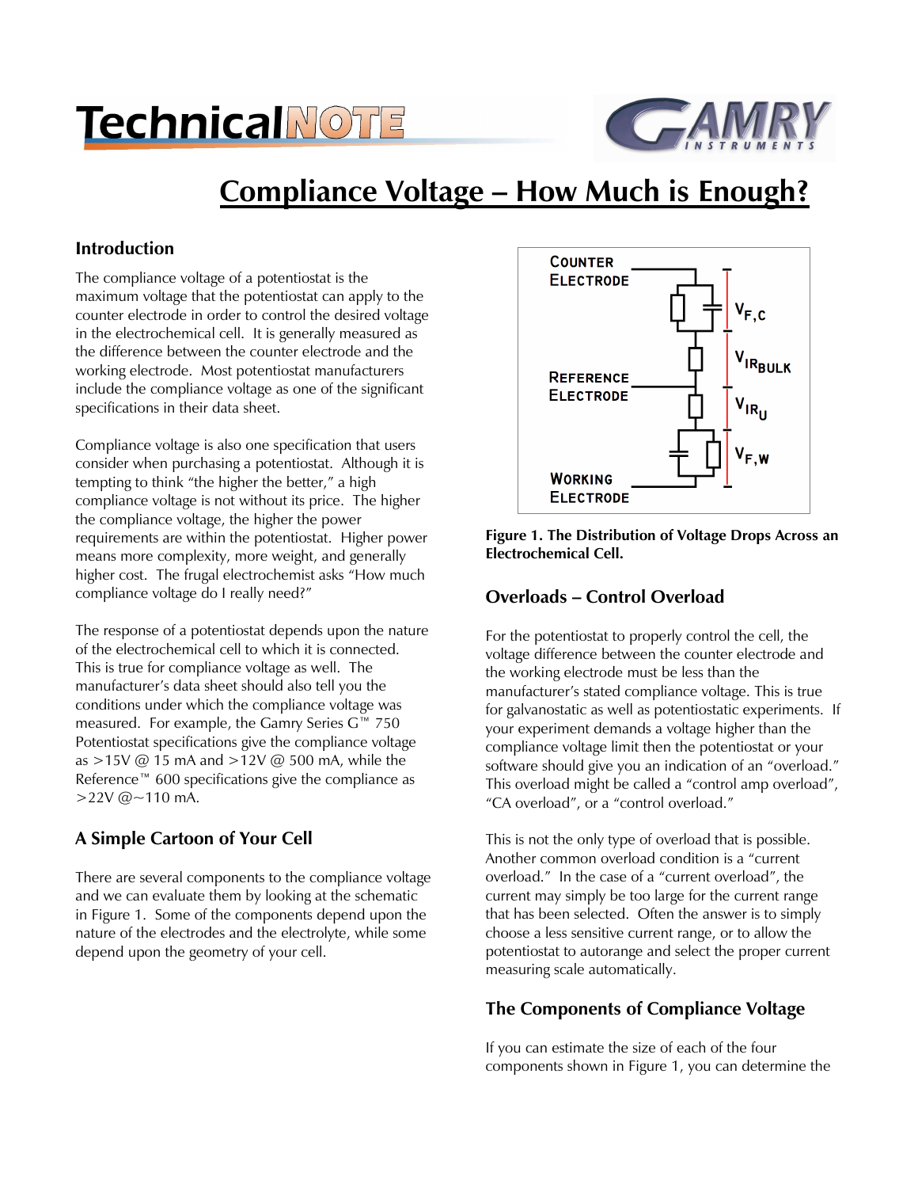# Compliance Voltage – How Much is Enough?

## Introduction

The compliance voltage of a potentiostat is the maximum voltage that the potentiostat can apply to the counter electrode in order to control the desired voltage in the electrochemical cell. It is generally measured as the difference between the counter electrode and the working electrode. Most potentiostat manufacturers include the compliance voltage as one of the significant specifications in their data sheet.

Compliance voltage is also one specification that users consider when purchasing a potentiostat. Although it is tempting to think "the higher the better," a high compliance voltage is not without its price. The higher the compliance voltage, the higher the power requirements are within the potentiostat. Higher power means more complexity, more weight, and generally higher cost. The frugal electrochemist asks "How much compliance voltage do I really need?"

The response of a potentiostat depends upon the nature of the electrochemical cell to which it is connected. This is true for compliance voltage as well. The manufacturer's data sheet should also tell you the conditions under which the compliance voltage was measured. For example, the Gamry Series G™ 750 Potentiostat specifications give the compliance voltage as >15V @ 15 mA and >12V @ 500 mA, while the Reference™ 600 specifications give the compliance as >22V @~110 mA.

## A Simple Cartoon of Your Cell

There are several components to the compliance voltage and we can evaluate them by looking at the schematic in Figure 1. Some of the components depend upon the nature of the electrodes and the electrolyte, while some depend upon the geometry of your cell.

**Figure 1. The Distribution of Voltage Drops Across an Electrochemical Cell.**

## Overloads – Control Overload

For the potentiostat to properly control the cell, the voltage difference between the counter electrode and the working electrode must be less than the manufacturer's stated compliance voltage. This is true for galvanostatic as well as potentiostatic experiments. If your experiment demands a voltage higher than the compliance voltage limit then the potentiostat or your software should give you an indication of an "overload." This overload might be called a "control amp overload", "CA overload", or a "control overload."

This is not the only type of overload that is possible. Another common overload condition is a "current overload." In the case of a "current overload", the current may simply be too large for the current range that has been selected. Often the answer is to simply choose a less sensitive current range, or to allow the potentiostat to autorange and select the proper current measuring scale automatically.

## The Components of Compliance Voltage

If you can estimate the size of each of the four components shown in Figure 1, you can determine the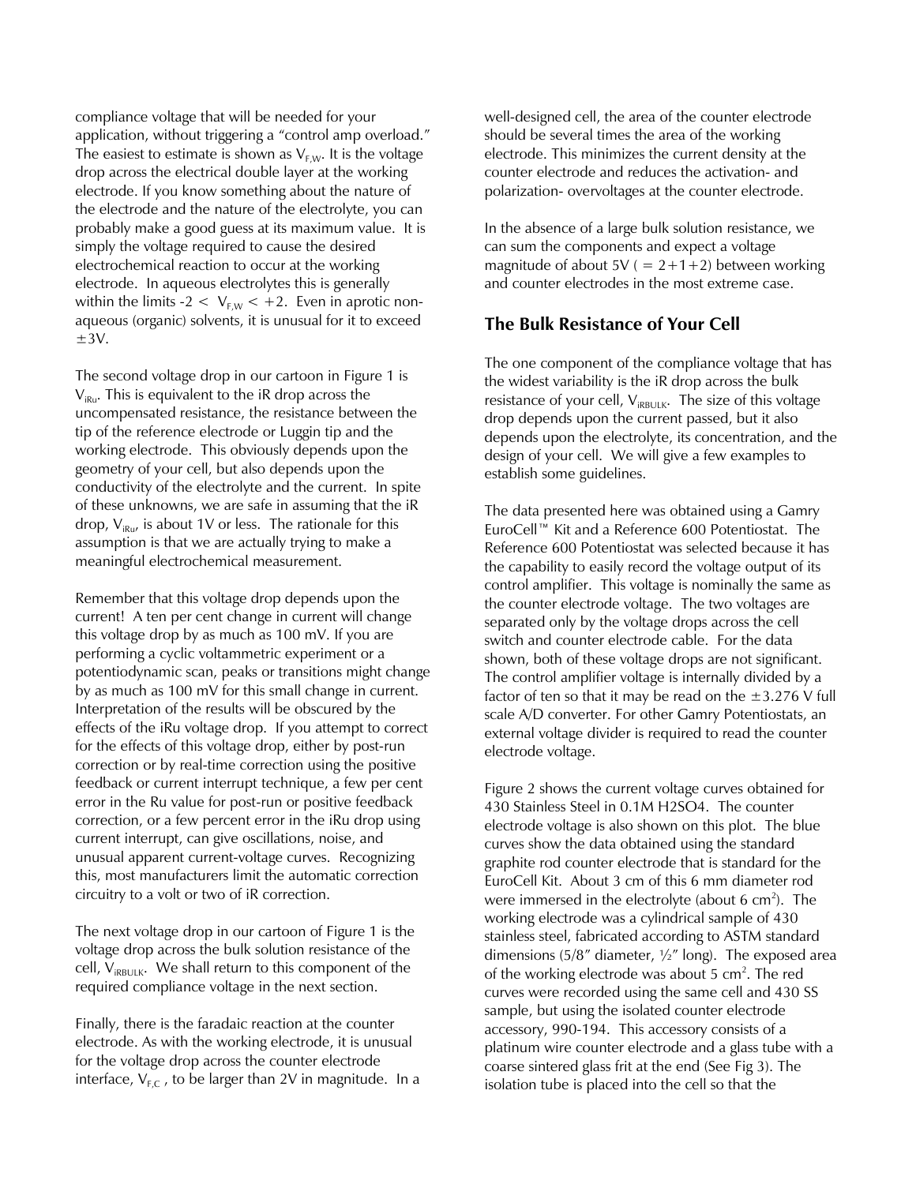compliance voltage that will be needed for your application, without triggering a "control amp overload." The easiest to estimate is shown as $V_{F,W}$. It is the voltage drop across the electrical double layer at the working electrode. If you know something about the nature of the electrode and the nature of the electrolyte, you can probably make a good guess at its maximum value. It is simply the voltage required to cause the desired electrochemical reaction to occur at the working electrode. In aqueous electrolytes this is generally within the limits $-2 < V_{F,W} < +2$. Even in aprotic non-aqueous (organic) solvents, it is unusual for it to exceed $\pm$3V.

The second voltage drop in our cartoon in Figure 1 is $V_{iRu}$. This is equivalent to the iR drop across the uncompensated resistance, the resistance between the tip of the reference electrode or Luggin tip and the working electrode. This obviously depends upon the geometry of your cell, but also depends upon the conductivity of the electrolyte and the current. In spite of these unknowns, we are safe in assuming that the iR drop, $V_{iRu}$, is about 1V or less. The rationale for this assumption is that we are actually trying to make a meaningful electrochemical measurement.

Remember that this voltage drop depends upon the current! A ten per cent change in current will change this voltage drop by as much as 100 mV. If you are performing a cyclic voltammetric experiment or a potentiodynamic scan, peaks or transitions might change by as much as 100 mV for this small change in current. Interpretation of the results will be obscured by the effects of the iRu voltage drop. If you attempt to correct for the effects of this voltage drop, either by post-run correction or by real-time correction using the positive feedback or current interrupt technique, a few per cent error in the Ru value for post-run or positive feedback correction, or a few percent error in the iRu drop using current interrupt, can give oscillations, noise, and unusual apparent current-voltage curves. Recognizing this, most manufacturers limit the automatic correction circuitry to a volt or two of iR correction.

The next voltage drop in our cartoon of Figure 1 is the voltage drop across the bulk solution resistance of the cell, $V_{iRBULK}$. We shall return to this component of the required compliance voltage in the next section.

Finally, there is the faradaic reaction at the counter electrode. As with the working electrode, it is unusual for the voltage drop across the counter electrode interface, $V_{F,C}$, to be larger than 2V in magnitude. In a well-designed cell, the area of the counter electrode should be several times the area of the working electrode. This minimizes the current density at the counter electrode and reduces the activation- and polarization- overvoltages at the counter electrode.

In the absence of a large bulk solution resistance, we can sum the components and expect a voltage magnitude of about 5V ( = 2+1+2) between working and counter electrodes in the most extreme case.

## The Bulk Resistance of Your Cell

The one component of the compliance voltage that has the widest variability is the iR drop across the bulk resistance of your cell, $V_{iRBULK}$. The size of this voltage drop depends upon the current passed, but it also depends upon the electrolyte, its concentration, and the design of your cell. We will give a few examples to establish some guidelines.

The data presented here was obtained using a Gamry EuroCell™ Kit and a Reference 600 Potentiostat. The Reference 600 Potentiostat was selected because it has the capability to easily record the voltage output of its control amplifier. This voltage is nominally the same as the counter electrode voltage. The two voltages are separated only by the voltage drops across the cell switch and counter electrode cable. For the data shown, both of these voltage drops are not significant. The control amplifier voltage is internally divided by a factor of ten so that it may be read on the $\pm$3.276 V full scale A/D converter. For other Gamry Potentiostats, an external voltage divider is required to read the counter electrode voltage.

Figure 2 shows the current voltage curves obtained for 430 Stainless Steel in 0.1M $H_2SO_4$. The counter electrode voltage is also shown on this plot. The blue curves show the data obtained using the standard graphite rod counter electrode that is standard for the EuroCell Kit. About 3 cm of this 6 mm diameter rod were immersed in the electrolyte (about 6 $cm^2$). The working electrode was a cylindrical sample of 430 stainless steel, fabricated according to ASTM standard dimensions (5/8" diameter, ½" long). The exposed area of the working electrode was about 5 $cm^2$. The red curves were recorded using the same cell and 430 SS sample, but using the isolated counter electrode accessory, 990-194. This accessory consists of a platinum wire counter electrode and a glass tube with a coarse sintered glass frit at the end (See Fig 3). The isolation tube is placed into the cell so that the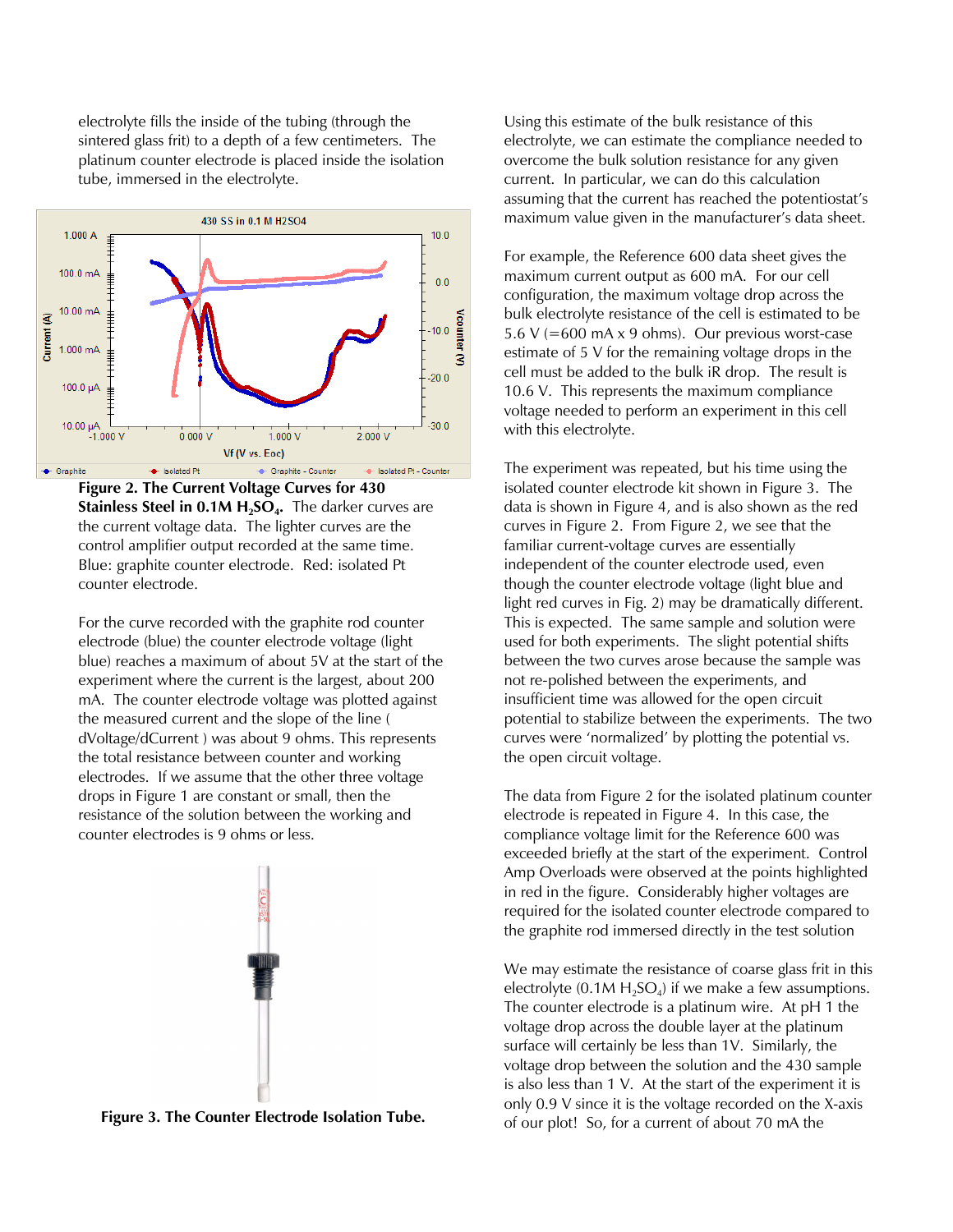electrolyte fills the inside of the tubing (through the sintered glass frit) to a depth of a few centimeters. The platinum counter electrode is placed inside the isolation tube, immersed in the electrolyte.

**Figure 2. The Current Voltage Curves for 430 Stainless Steel in 0.1M $H_2SO_4$.** The darker curves are the current voltage data. The lighter curves are the control amplifier output recorded at the same time. Blue: graphite counter electrode. Red: isolated Pt counter electrode.

For the curve recorded with the graphite rod counter electrode (blue) the counter electrode voltage (light blue) reaches a maximum of about 5V at the start of the experiment where the current is the largest, about 200 mA. The counter electrode voltage was plotted against the measured current and the slope of the line ( dVoltage/dCurrent ) was about 9 ohms. This represents the total resistance between counter and working electrodes. If we assume that the other three voltage drops in Figure 1 are constant or small, then the resistance of the solution between the working and counter electrodes is 9 ohms or less.

**Figure 3. The Counter Electrode Isolation Tube.**

Using this estimate of the bulk resistance of this electrolyte, we can estimate the compliance needed to overcome the bulk solution resistance for any given current. In particular, we can do this calculation assuming that the current has reached the potentiostat's maximum value given in the manufacturer's data sheet.

For example, the Reference 600 data sheet gives the maximum current output as 600 mA. For our cell configuration, the maximum voltage drop across the bulk electrolyte resistance of the cell is estimated to be 5.6 V (=600 mA x 9 ohms). Our previous worst-case estimate of 5 V for the remaining voltage drops in the cell must be added to the bulk iR drop. The result is 10.6 V. This represents the maximum compliance voltage needed to perform an experiment in this cell with this electrolyte.

The experiment was repeated, but his time using the isolated counter electrode kit shown in Figure 3. The data is shown in Figure 4, and is also shown as the red curves in Figure 2. From Figure 2, we see that the familiar current-voltage curves are essentially independent of the counter electrode used, even though the counter electrode voltage (light blue and light red curves in Fig. 2) may be dramatically different. This is expected. The same sample and solution were used for both experiments. The slight potential shifts between the two curves arose because the sample was not re-polished between the experiments, and insufficient time was allowed for the open circuit potential to stabilize between the experiments. The two curves were 'normalized' by plotting the potential vs. the open circuit voltage.

The data from Figure 2 for the isolated platinum counter electrode is repeated in Figure 4. In this case, the compliance voltage limit for the Reference 600 was exceeded briefly at the start of the experiment. Control Amp Overloads were observed at the points highlighted in red in the figure. Considerably higher voltages are required for the isolated counter electrode compared to the graphite rod immersed directly in the test solution

We may estimate the resistance of coarse glass frit in this electrolyte (0.1M $H_2SO_4$) if we make a few assumptions. The counter electrode is a platinum wire. At pH 1 the voltage drop across the double layer at the platinum surface will certainly be less than 1V. Similarly, the voltage drop between the solution and the 430 sample is also less than 1 V. At the start of the experiment it is only 0.9 V since it is the voltage recorded on the X-axis of our plot! So, for a current of about 70 mA the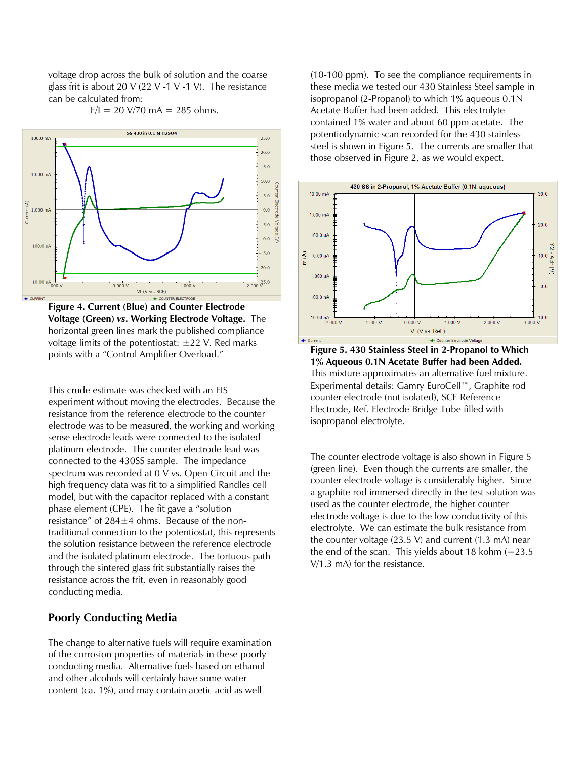voltage drop across the bulk of solution and the coarse glass frit is about 20 V (22 V -1 V -1 V). The resistance can be calculated from:

$$E/I = 20\ \text{V}/70\ \text{mA} = 285\ \text{ohms}.$$

**Figure 4. Current (Blue) and Counter Electrode Voltage (Green) *vs.* Working Electrode Voltage.** The horizontal green lines mark the published compliance voltage limits of the potentiostat: ±22 V. Red marks points with a "Control Amplifier Overload."

This crude estimate was checked with an EIS experiment without moving the electrodes. Because the resistance from the reference electrode to the counter electrode was to be measured, the working and working sense electrode leads were connected to the isolated platinum electrode. The counter electrode lead was connected to the 430SS sample. The impedance spectrum was recorded at 0 V vs. Open Circuit and the high frequency data was fit to a simplified Randles cell model, but with the capacitor replaced with a constant phase element (CPE). The fit gave a "solution resistance" of 284±4 ohms. Because of the non-traditional connection to the potentiostat, this represents the solution resistance between the reference electrode and the isolated platinum electrode. The tortuous path through the sintered glass frit substantially raises the resistance across the frit, even in reasonably good conducting media.

## Poorly Conducting Media

The change to alternative fuels will require examination of the corrosion properties of materials in these poorly conducting media. Alternative fuels based on ethanol and other alcohols will certainly have some water content (ca. 1%), and may contain acetic acid as well (10-100 ppm). To see the compliance requirements in these media we tested our 430 Stainless Steel sample in isopropanol (2-Propanol) to which 1% aqueous 0.1N Acetate Buffer had been added. This electrolyte contained 1% water and about 60 ppm acetate. The potentiodynamic scan recorded for the 430 stainless steel is shown in Figure 5. The currents are smaller that those observed in Figure 2, as we would expect.

**Figure 5. 430 Stainless Steel in 2-Propanol to Which 1% Aqueous 0.1N Acetate Buffer had been Added.** This mixture approximates an alternative fuel mixture. Experimental details: Gamry EuroCell™, Graphite rod counter electrode (not isolated), SCE Reference Electrode, Ref. Electrode Bridge Tube filled with isopropanol electrolyte.

The counter electrode voltage is also shown in Figure 5 (green line). Even though the currents are smaller, the counter electrode voltage is considerably higher. Since a graphite rod immersed directly in the test solution was used as the counter electrode, the higher counter electrode voltage is due to the low conductivity of this electrolyte. We can estimate the bulk resistance from the counter voltage (23.5 V) and current (1.3 mA) near the end of the scan. This yields about 18 kohm (=23.5 V/1.3 mA) for the resistance.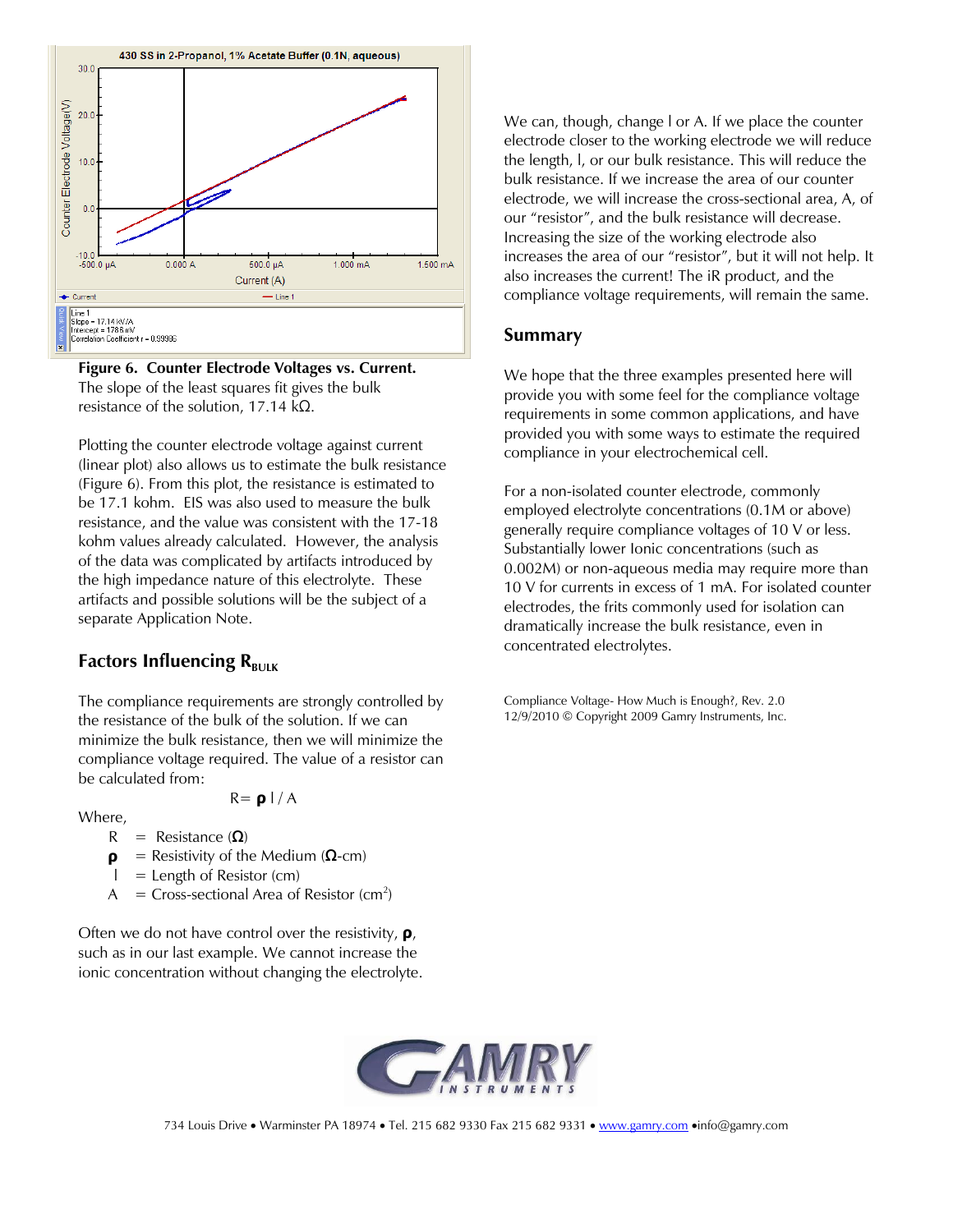430 SS in 2-Propanol, 1% Acetate Buffer (0.1N, aqueous)

Counter Electrode Voltage(V)

30.0
20.0
10.0
0.0
-10.0

-500.0 µA
0.000 A
500.0 µA
1.000 mA
1.500 mA

Current (A)

Current
Line 1

Line 1
Slope = 17.14 kV/A
Intercept = 1786 mV
Correlation Coefficient r = 0.99986

**Figure 6. Counter Electrode Voltages vs. Current.** The slope of the least squares fit gives the bulk resistance of the solution, 17.14 kΩ.

Plotting the counter electrode voltage against current (linear plot) also allows us to estimate the bulk resistance (Figure 6). From this plot, the resistance is estimated to be 17.1 kohm. EIS was also used to measure the bulk resistance, and the value was consistent with the 17-18 kohm values already calculated. However, the analysis of the data was complicated by artifacts introduced by the high impedance nature of this electrolyte. These artifacts and possible solutions will be the subject of a separate Application Note.

## Factors Influencing $R_{BULK}$

The compliance requirements are strongly controlled by the resistance of the bulk of the solution. If we can minimize the bulk resistance, then we will minimize the compliance voltage required. The value of a resistor can be calculated from:

$$R = \rho \, l / A$$

Where,

- $R$ = Resistance (Ω)
- $\rho$ = Resistivity of the Medium (Ω-cm)
- $l$ = Length of Resistor (cm)
- $A$ = Cross-sectional Area of Resistor (cm$^2$)

Often we do not have control over the resistivity, $\rho$, such as in our last example. We cannot increase the ionic concentration without changing the electrolyte.

We can, though, change $l$ or $A$. If we place the counter electrode closer to the working electrode we will reduce the length, $l$, or our bulk resistance. This will reduce the bulk resistance. If we increase the area of our counter electrode, we will increase the cross-sectional area, $A$, of our "resistor", and the bulk resistance will decrease. Increasing the size of the working electrode also increases the area of our "resistor", but it will not help. It also increases the current! The iR product, and the compliance voltage requirements, will remain the same.

## Summary

We hope that the three examples presented here will provide you with some feel for the compliance voltage requirements in some common applications, and have provided you with some ways to estimate the required compliance in your electrochemical cell.

For a non-isolated counter electrode, commonly employed electrolyte concentrations (0.1M or above) generally require compliance voltages of 10 V or less. Substantially lower Ionic concentrations (such as 0.002M) or non-aqueous media may require more than 10 V for currents in excess of 1 mA. For isolated counter electrodes, the frits commonly used for isolation can dramatically increase the bulk resistance, even in concentrated electrolytes.

Compliance Voltage- How Much is Enough?, Rev. 2.0
12/9/2010 © Copyright 2009 Gamry Instruments, Inc.

GAMRY INSTRUMENTS

734 Louis Drive • Warminster PA 18974 • Tel. 215 682 9330 Fax 215 682 9331 • www.gamry.com •info@gamry.com